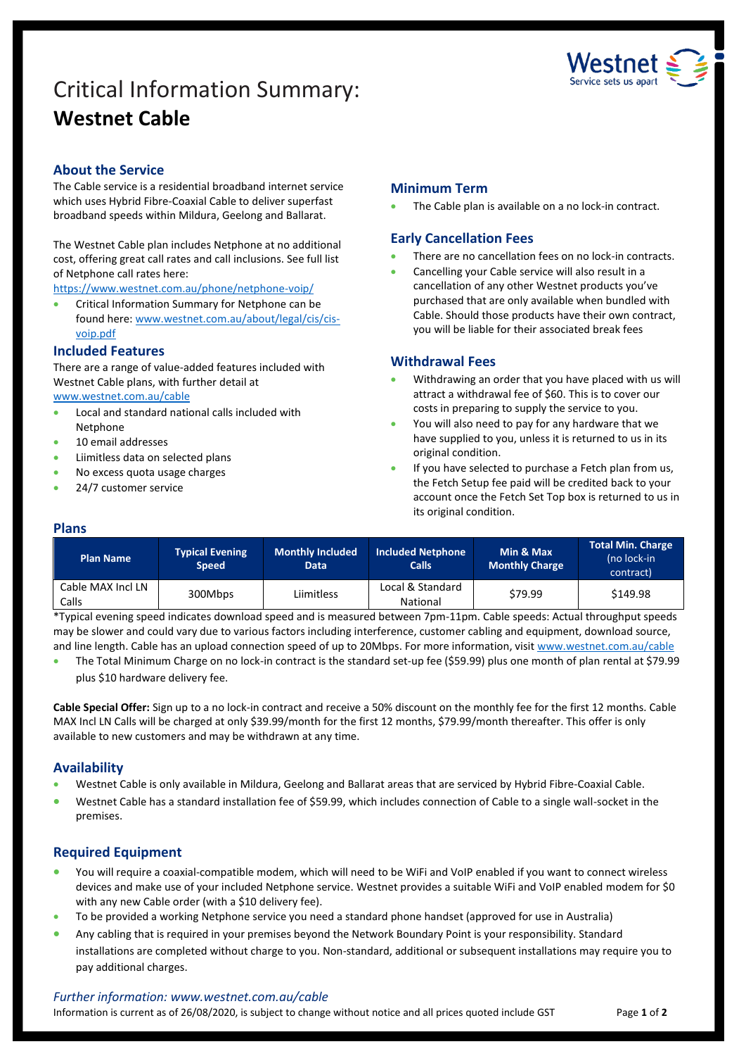# Critical Information Summary: **Westnet Cable**

## About the Service

The Cable service is a residential broadband internet service which uses Hybrid Fibre-Coaxial Cable to deliver superfast broadband speeds within Mildura, Geelong and Ballarat.

The Westnet Cable plan includes Netphone at no additional cost, offering great call rates and call inclusions. See full list of Netphone call rates here: https://www.westnet.com.au/phone/netphone-voip/

- Critical Information Summary for Netphone can be found here: www.westnet.com.au/about/legal/cis/cis-voip.pdf

## Included Features

There are a range of value-added features included with Westnet Cable plans, with further detail at www.westnet.com.au/cable

- Local and standard national calls included with Netphone
- 10 email addresses
- Liimitless data on selected plans
- No excess quota usage charges
- 24/7 customer service

## Minimum Term

- The Cable plan is available on a no lock-in contract.

## Early Cancellation Fees

- There are no cancellation fees on no lock-in contracts.
- Cancelling your Cable service will also result in a cancellation of any other Westnet products you've purchased that are only available when bundled with Cable. Should those products have their own contract, you will be liable for their associated break fees

## Withdrawal Fees

- Withdrawing an order that you have placed with us will attract a withdrawal fee of $60. This is to cover our costs in preparing to supply the service to you.
- You will also need to pay for any hardware that we have supplied to you, unless it is returned to us in its original condition.
- If you have selected to purchase a Fetch plan from us, the Fetch Setup fee paid will be credited back to your account once the Fetch Set Top box is returned to us in its original condition.

## Plans

| Plan Name | Typical Evening Speed | Monthly Included Data | Included Netphone Calls | Min & Max Monthly Charge | Total Min. Charge (no lock-in contract) |
|---|---|---|---|---|---|
| Cable MAX Incl LN Calls | 300Mbps | Liimitless | Local & Standard National | $79.99 | $149.98 |

*Typical evening speed indicates download speed and is measured between 7pm-11pm. Cable speeds: Actual throughput speeds may be slower and could vary due to various factors including interference, customer cabling and equipment, download source, and line length. Cable has an upload connection speed of up to 20Mbps. For more information, visit www.westnet.com.au/cable

- The Total Minimum Charge on no lock-in contract is the standard set-up fee ($59.99) plus one month of plan rental at $79.99 plus $10 hardware delivery fee.

**Cable Special Offer:** Sign up to a no lock-in contract and receive a 50% discount on the monthly fee for the first 12 months. Cable MAX Incl LN Calls will be charged at only $39.99/month for the first 12 months, $79.99/month thereafter. This offer is only available to new customers and may be withdrawn at any time.

## Availability

- Westnet Cable is only available in Mildura, Geelong and Ballarat areas that are serviced by Hybrid Fibre-Coaxial Cable.
- Westnet Cable has a standard installation fee of $59.99, which includes connection of Cable to a single wall-socket in the premises.

## Required Equipment

- You will require a coaxial-compatible modem, which will need to be WiFi and VoIP enabled if you want to connect wireless devices and make use of your included Netphone service. Westnet provides a suitable WiFi and VoIP enabled modem for $0 with any new Cable order (with a $10 delivery fee).
- To be provided a working Netphone service you need a standard phone handset (approved for use in Australia)
- Any cabling that is required in your premises beyond the Network Boundary Point is your responsibility. Standard installations are completed without charge to you. Non-standard, additional or subsequent installations may require you to pay additional charges.

*Further information: www.westnet.com.au/cable*

Information is current as of 26/08/2020, is subject to change without notice and all prices quoted include GST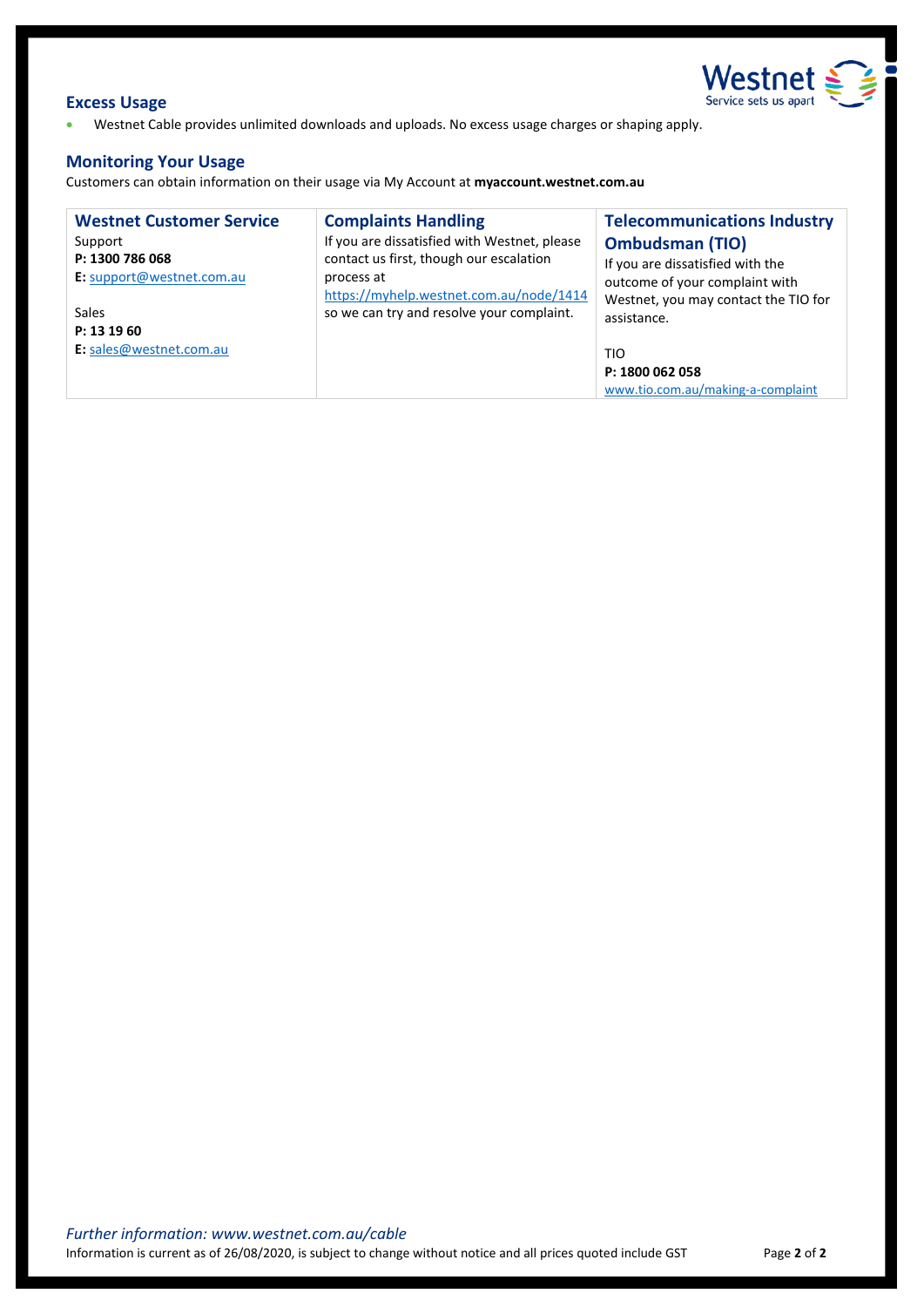## Excess Usage

- Westnet Cable provides unlimited downloads and uploads. No excess usage charges or shaping apply.

## Monitoring Your Usage

Customers can obtain information on their usage via My Account at **myaccount.westnet.com.au**

| | | |
|---|---|---|
| **Westnet Customer Service**<br>Support<br>**P: 1300 786 068**<br>**E:** support@westnet.com.au<br><br>Sales<br>**P: 13 19 60**<br>**E:** sales@westnet.com.au | **Complaints Handling**<br>If you are dissatisfied with Westnet, please contact us first, though our escalation process at https://myhelp.westnet.com.au/node/1414 so we can try and resolve your complaint. | **Telecommunications Industry Ombudsman (TIO)**<br>If you are dissatisfied with the outcome of your complaint with Westnet, you may contact the TIO for assistance.<br><br>TIO<br>**P: 1800 062 058**<br>www.tio.com.au/making-a-complaint |

*Further information: www.westnet.com.au/cable*

Information is current as of 26/08/2020, is subject to change without notice and all prices quoted include GST